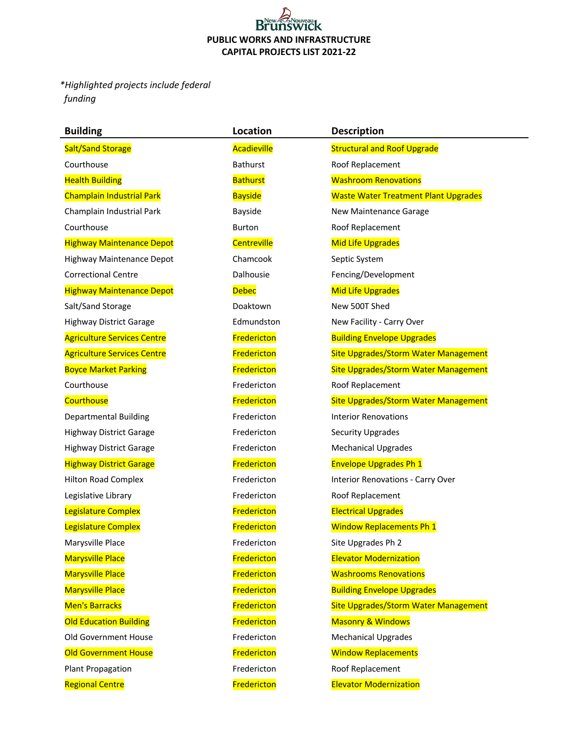# PUBLIC WORKS AND INFRASTRUCTURE
# CAPITAL PROJECTS LIST 2021-22

*\*Highlighted projects include federal funding*

| Building | Location | Description |
|---|---|---|
| Salt/Sand Storage | Acadieville | Structural and Roof Upgrade |
| Courthouse | Bathurst | Roof Replacement |
| Health Building | Bathurst | Washroom Renovations |
| Champlain Industrial Park | Bayside | Waste Water Treatment Plant Upgrades |
| Champlain Industrial Park | Bayside | New Maintenance Garage |
| Courthouse | Burton | Roof Replacement |
| Highway Maintenance Depot | Centreville | Mid Life Upgrades |
| Highway Maintenance Depot | Chamcook | Septic System |
| Correctional Centre | Dalhousie | Fencing/Development |
| Highway Maintenance Depot | Debec | Mid Life Upgrades |
| Salt/Sand Storage | Doaktown | New 500T Shed |
| Highway District Garage | Edmundston | New Facility - Carry Over |
| Agriculture Services Centre | Fredericton | Building Envelope Upgrades |
| Agriculture Services Centre | Fredericton | Site Upgrades/Storm Water Management |
| Boyce Market Parking | Fredericton | Site Upgrades/Storm Water Management |
| Courthouse | Fredericton | Roof Replacement |
| Courthouse | Fredericton | Site Upgrades/Storm Water Management |
| Departmental Building | Fredericton | Interior Renovations |
| Highway District Garage | Fredericton | Security Upgrades |
| Highway District Garage | Fredericton | Mechanical Upgrades |
| Highway District Garage | Fredericton | Envelope Upgrades Ph 1 |
| Hilton Road Complex | Fredericton | Interior Renovations - Carry Over |
| Legislative Library | Fredericton | Roof Replacement |
| Legislature Complex | Fredericton | Electrical Upgrades |
| Legislature Complex | Fredericton | Window Replacements Ph 1 |
| Marysville Place | Fredericton | Site Upgrades Ph 2 |
| Marysville Place | Fredericton | Elevator Modernization |
| Marysville Place | Fredericton | Washrooms Renovations |
| Marysville Place | Fredericton | Building Envelope Upgrades |
| Men's Barracks | Fredericton | Site Upgrades/Storm Water Management |
| Old Education Building | Fredericton | Masonry & Windows |
| Old Government House | Fredericton | Mechanical Upgrades |
| Old Government House | Fredericton | Window Replacements |
| Plant Propagation | Fredericton | Roof Replacement |
| Regional Centre | Fredericton | Elevator Modernization |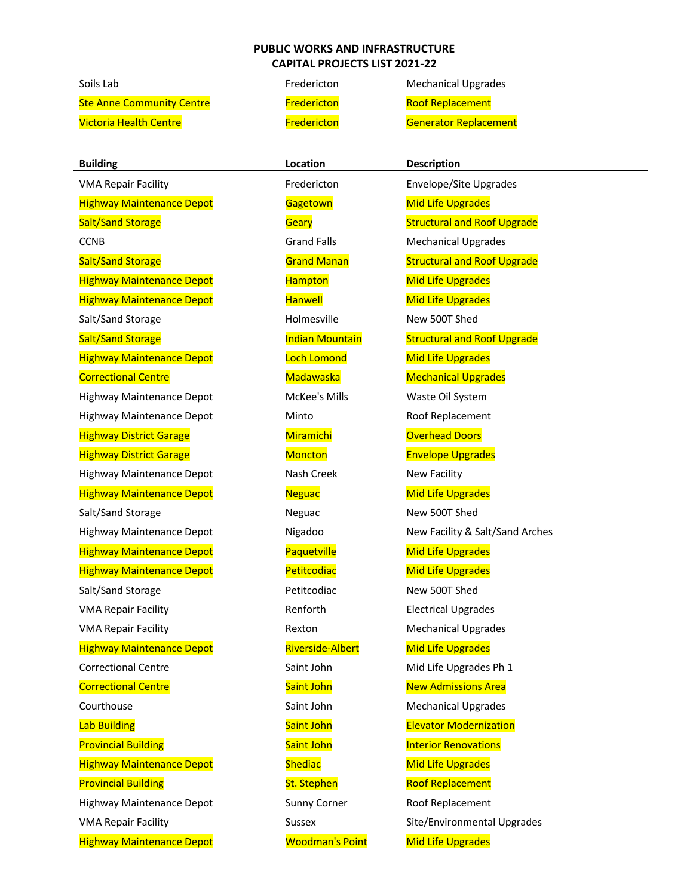**PUBLIC WORKS AND INFRASTRUCTURE**
**CAPITAL PROJECTS LIST 2021-22**

| Building | Location | Description |
|---|---|---|
| Soils Lab | Fredericton | Mechanical Upgrades |
| Ste Anne Community Centre | Fredericton | Roof Replacement |
| Victoria Health Centre | Fredericton | Generator Replacement |
| VMA Repair Facility | Fredericton | Envelope/Site Upgrades |
| Highway Maintenance Depot | Gagetown | Mid Life Upgrades |
| Salt/Sand Storage | Geary | Structural and Roof Upgrade |
| CCNB | Grand Falls | Mechanical Upgrades |
| Salt/Sand Storage | Grand Manan | Structural and Roof Upgrade |
| Highway Maintenance Depot | Hampton | Mid Life Upgrades |
| Highway Maintenance Depot | Hanwell | Mid Life Upgrades |
| Salt/Sand Storage | Holmesville | New 500T Shed |
| Salt/Sand Storage | Indian Mountain | Structural and Roof Upgrade |
| Highway Maintenance Depot | Loch Lomond | Mid Life Upgrades |
| Correctional Centre | Madawaska | Mechanical Upgrades |
| Highway Maintenance Depot | McKee's Mills | Waste Oil System |
| Highway Maintenance Depot | Minto | Roof Replacement |
| Highway District Garage | Miramichi | Overhead Doors |
| Highway District Garage | Moncton | Envelope Upgrades |
| Highway Maintenance Depot | Nash Creek | New Facility |
| Highway Maintenance Depot | Neguac | Mid Life Upgrades |
| Salt/Sand Storage | Neguac | New 500T Shed |
| Highway Maintenance Depot | Nigadoo | New Facility & Salt/Sand Arches |
| Highway Maintenance Depot | Paquetville | Mid Life Upgrades |
| Highway Maintenance Depot | Petitcodiac | Mid Life Upgrades |
| Salt/Sand Storage | Petitcodiac | New 500T Shed |
| VMA Repair Facility | Renforth | Electrical Upgrades |
| VMA Repair Facility | Rexton | Mechanical Upgrades |
| Highway Maintenance Depot | Riverside-Albert | Mid Life Upgrades |
| Correctional Centre | Saint John | Mid Life Upgrades Ph 1 |
| Correctional Centre | Saint John | New Admissions Area |
| Courthouse | Saint John | Mechanical Upgrades |
| Lab Building | Saint John | Elevator Modernization |
| Provincial Building | Saint John | Interior Renovations |
| Highway Maintenance Depot | Shediac | Mid Life Upgrades |
| Provincial Building | St. Stephen | Roof Replacement |
| Highway Maintenance Depot | Sunny Corner | Roof Replacement |
| VMA Repair Facility | Sussex | Site/Environmental Upgrades |
| Highway Maintenance Depot | Woodman's Point | Mid Life Upgrades |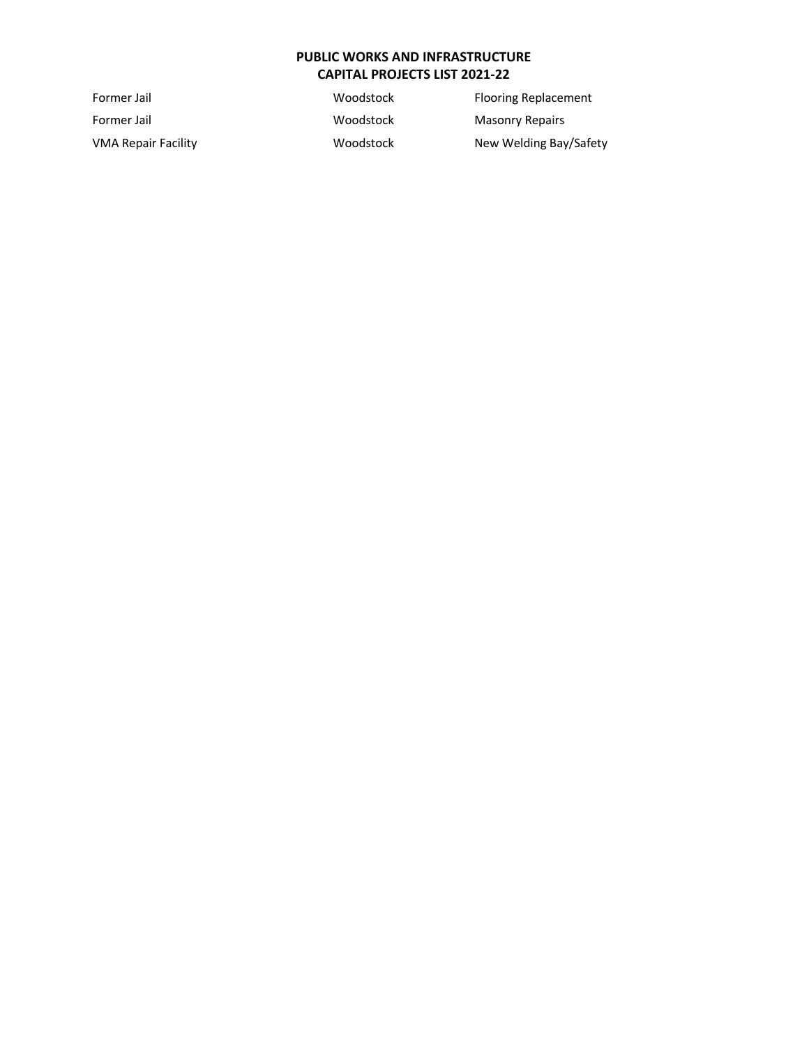**PUBLIC WORKS AND INFRASTRUCTURE**
**CAPITAL PROJECTS LIST 2021-22**

| | | |
|---|---|---|
| Former Jail | Woodstock | Flooring Replacement |
| Former Jail | Woodstock | Masonry Repairs |
| VMA Repair Facility | Woodstock | New Welding Bay/Safety |